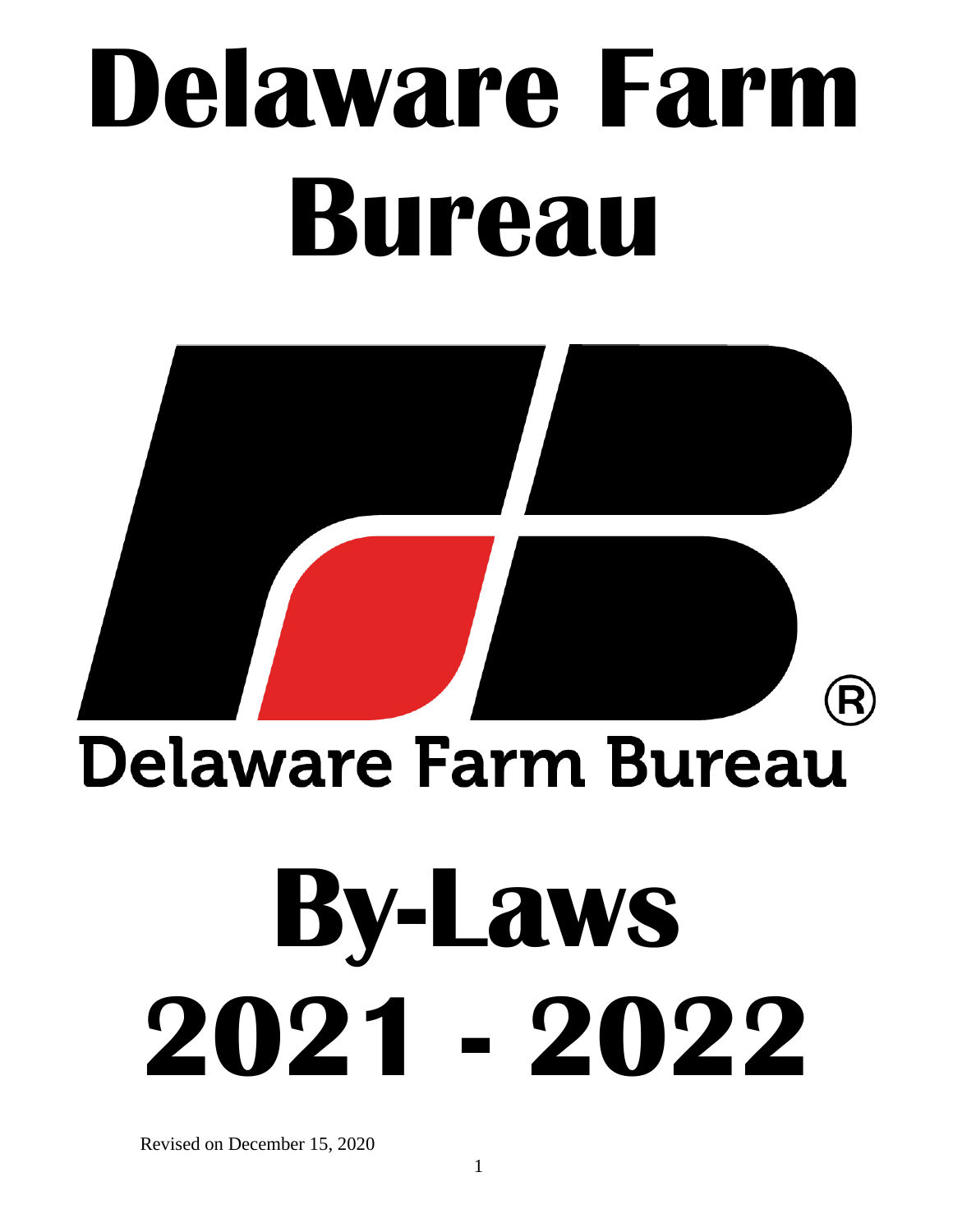# Delaware Farm Bureau

Delaware Farm Bureau

# By-Laws 2021 - 2022

Revised on December 15, 2020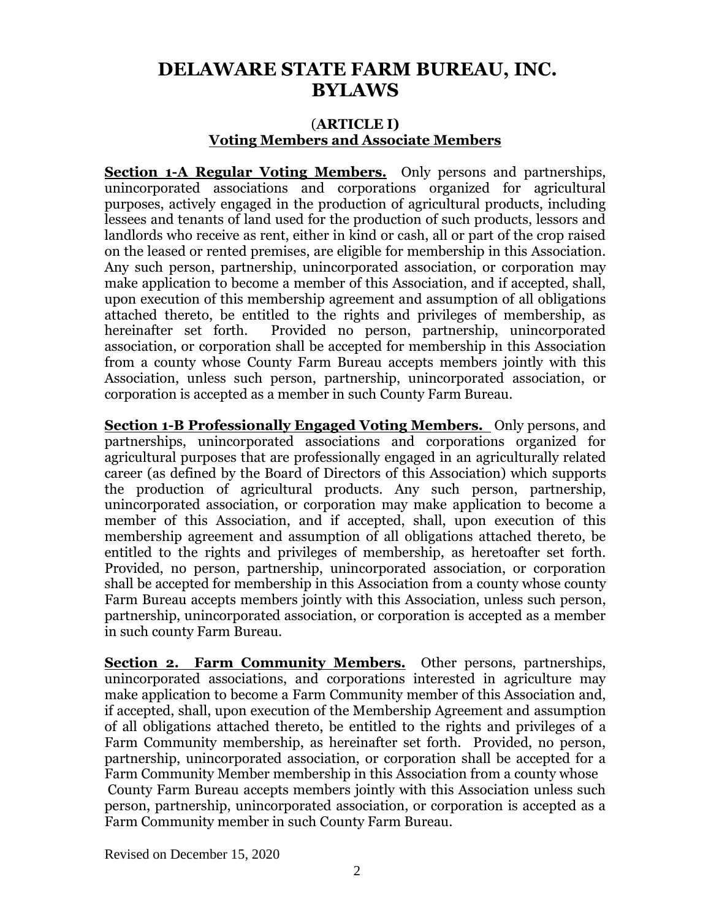# DELAWARE STATE FARM BUREAU, INC. BYLAWS

## (ARTICLE I)
## Voting Members and Associate Members

**Section 1-A Regular Voting Members.** Only persons and partnerships, unincorporated associations and corporations organized for agricultural purposes, actively engaged in the production of agricultural products, including lessees and tenants of land used for the production of such products, lessors and landlords who receive as rent, either in kind or cash, all or part of the crop raised on the leased or rented premises, are eligible for membership in this Association. Any such person, partnership, unincorporated association, or corporation may make application to become a member of this Association, and if accepted, shall, upon execution of this membership agreement and assumption of all obligations attached thereto, be entitled to the rights and privileges of membership, as hereinafter set forth. Provided no person, partnership, unincorporated association, or corporation shall be accepted for membership in this Association from a county whose County Farm Bureau accepts members jointly with this Association, unless such person, partnership, unincorporated association, or corporation is accepted as a member in such County Farm Bureau.

**Section 1-B Professionally Engaged Voting Members.** Only persons, and partnerships, unincorporated associations and corporations organized for agricultural purposes that are professionally engaged in an agriculturally related career (as defined by the Board of Directors of this Association) which supports the production of agricultural products. Any such person, partnership, unincorporated association, or corporation may make application to become a member of this Association, and if accepted, shall, upon execution of this membership agreement and assumption of all obligations attached thereto, be entitled to the rights and privileges of membership, as heretoafter set forth. Provided, no person, partnership, unincorporated association, or corporation shall be accepted for membership in this Association from a county whose county Farm Bureau accepts members jointly with this Association, unless such person, partnership, unincorporated association, or corporation is accepted as a member in such county Farm Bureau.

**Section 2. Farm Community Members.** Other persons, partnerships, unincorporated associations, and corporations interested in agriculture may make application to become a Farm Community member of this Association and, if accepted, shall, upon execution of the Membership Agreement and assumption of all obligations attached thereto, be entitled to the rights and privileges of a Farm Community membership, as hereinafter set forth. Provided, no person, partnership, unincorporated association, or corporation shall be accepted for a Farm Community Member membership in this Association from a county whose County Farm Bureau accepts members jointly with this Association unless such person, partnership, unincorporated association, or corporation is accepted as a Farm Community member in such County Farm Bureau.

Revised on December 15, 2020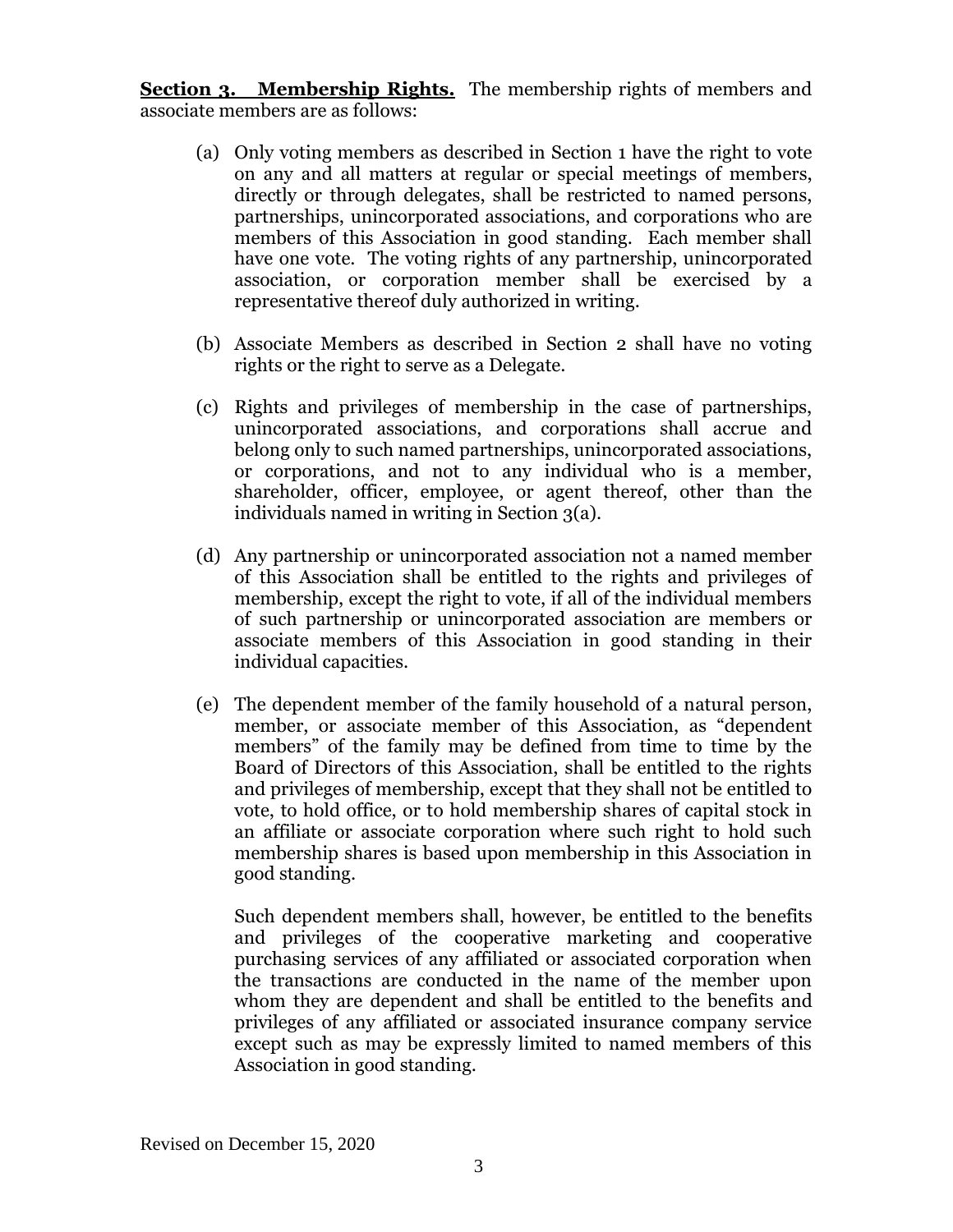**Section 3. Membership Rights.** The membership rights of members and associate members are as follows:

(a) Only voting members as described in Section 1 have the right to vote on any and all matters at regular or special meetings of members, directly or through delegates, shall be restricted to named persons, partnerships, unincorporated associations, and corporations who are members of this Association in good standing. Each member shall have one vote. The voting rights of any partnership, unincorporated association, or corporation member shall be exercised by a representative thereof duly authorized in writing.

(b) Associate Members as described in Section 2 shall have no voting rights or the right to serve as a Delegate.

(c) Rights and privileges of membership in the case of partnerships, unincorporated associations, and corporations shall accrue and belong only to such named partnerships, unincorporated associations, or corporations, and not to any individual who is a member, shareholder, officer, employee, or agent thereof, other than the individuals named in writing in Section 3(a).

(d) Any partnership or unincorporated association not a named member of this Association shall be entitled to the rights and privileges of membership, except the right to vote, if all of the individual members of such partnership or unincorporated association are members or associate members of this Association in good standing in their individual capacities.

(e) The dependent member of the family household of a natural person, member, or associate member of this Association, as "dependent members" of the family may be defined from time to time by the Board of Directors of this Association, shall be entitled to the rights and privileges of membership, except that they shall not be entitled to vote, to hold office, or to hold membership shares of capital stock in an affiliate or associate corporation where such right to hold such membership shares is based upon membership in this Association in good standing.

Such dependent members shall, however, be entitled to the benefits and privileges of the cooperative marketing and cooperative purchasing services of any affiliated or associated corporation when the transactions are conducted in the name of the member upon whom they are dependent and shall be entitled to the benefits and privileges of any affiliated or associated insurance company service except such as may be expressly limited to named members of this Association in good standing.

Revised on December 15, 2020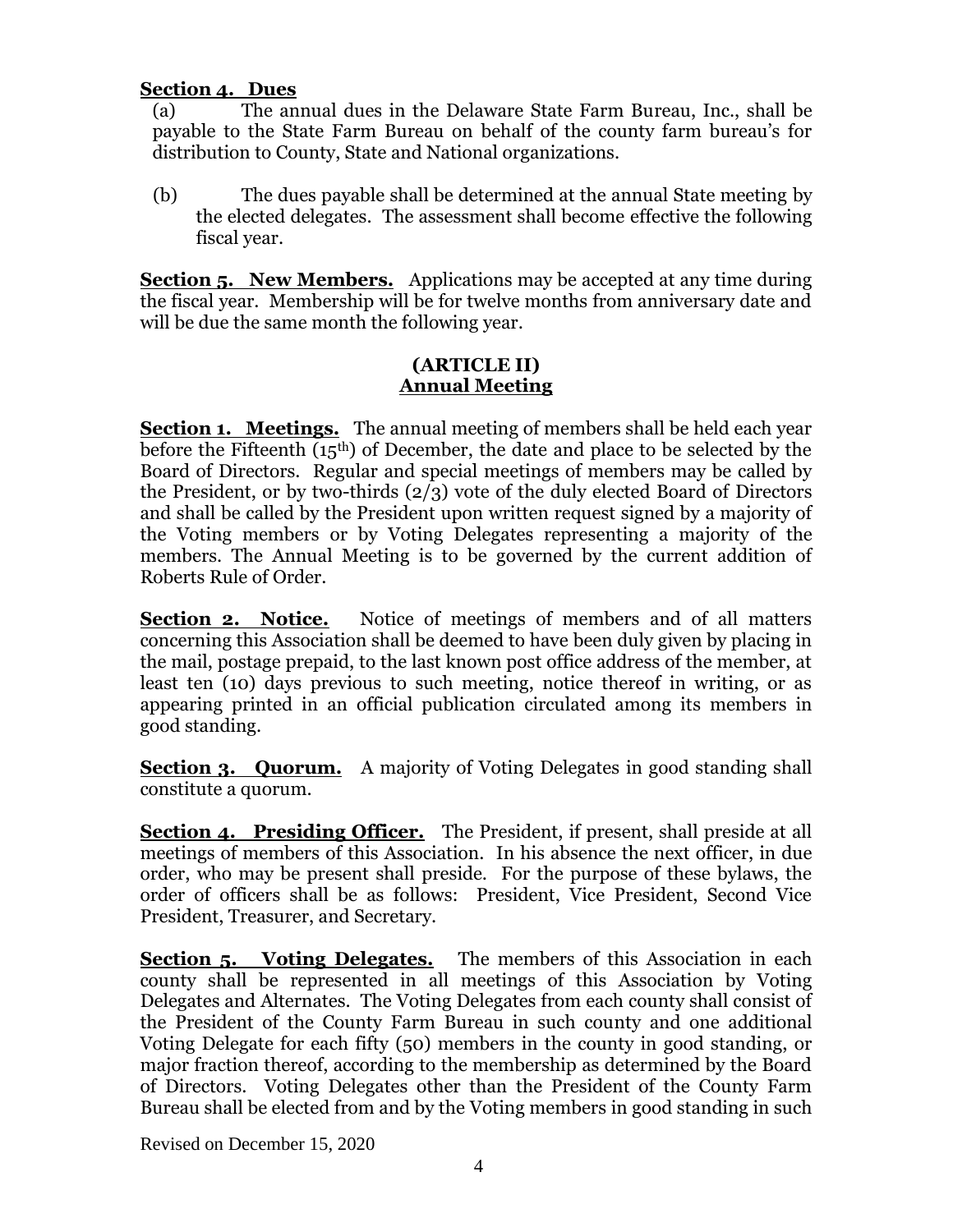**Section 4. Dues**

(a) The annual dues in the Delaware State Farm Bureau, Inc., shall be payable to the State Farm Bureau on behalf of the county farm bureau's for distribution to County, State and National organizations.

(b) The dues payable shall be determined at the annual State meeting by the elected delegates. The assessment shall become effective the following fiscal year.

**Section 5. New Members.** Applications may be accepted at any time during the fiscal year. Membership will be for twelve months from anniversary date and will be due the same month the following year.

## (ARTICLE II)
## Annual Meeting

**Section 1. Meetings.** The annual meeting of members shall be held each year before the Fifteenth (15th) of December, the date and place to be selected by the Board of Directors. Regular and special meetings of members may be called by the President, or by two-thirds (2/3) vote of the duly elected Board of Directors and shall be called by the President upon written request signed by a majority of the Voting members or by Voting Delegates representing a majority of the members. The Annual Meeting is to be governed by the current addition of Roberts Rule of Order.

**Section 2. Notice.** Notice of meetings of members and of all matters concerning this Association shall be deemed to have been duly given by placing in the mail, postage prepaid, to the last known post office address of the member, at least ten (10) days previous to such meeting, notice thereof in writing, or as appearing printed in an official publication circulated among its members in good standing.

**Section 3. Quorum.** A majority of Voting Delegates in good standing shall constitute a quorum.

**Section 4. Presiding Officer.** The President, if present, shall preside at all meetings of members of this Association. In his absence the next officer, in due order, who may be present shall preside. For the purpose of these bylaws, the order of officers shall be as follows: President, Vice President, Second Vice President, Treasurer, and Secretary.

**Section 5. Voting Delegates.** The members of this Association in each county shall be represented in all meetings of this Association by Voting Delegates and Alternates. The Voting Delegates from each county shall consist of the President of the County Farm Bureau in such county and one additional Voting Delegate for each fifty (50) members in the county in good standing, or major fraction thereof, according to the membership as determined by the Board of Directors. Voting Delegates other than the President of the County Farm Bureau shall be elected from and by the Voting members in good standing in such

Revised on December 15, 2020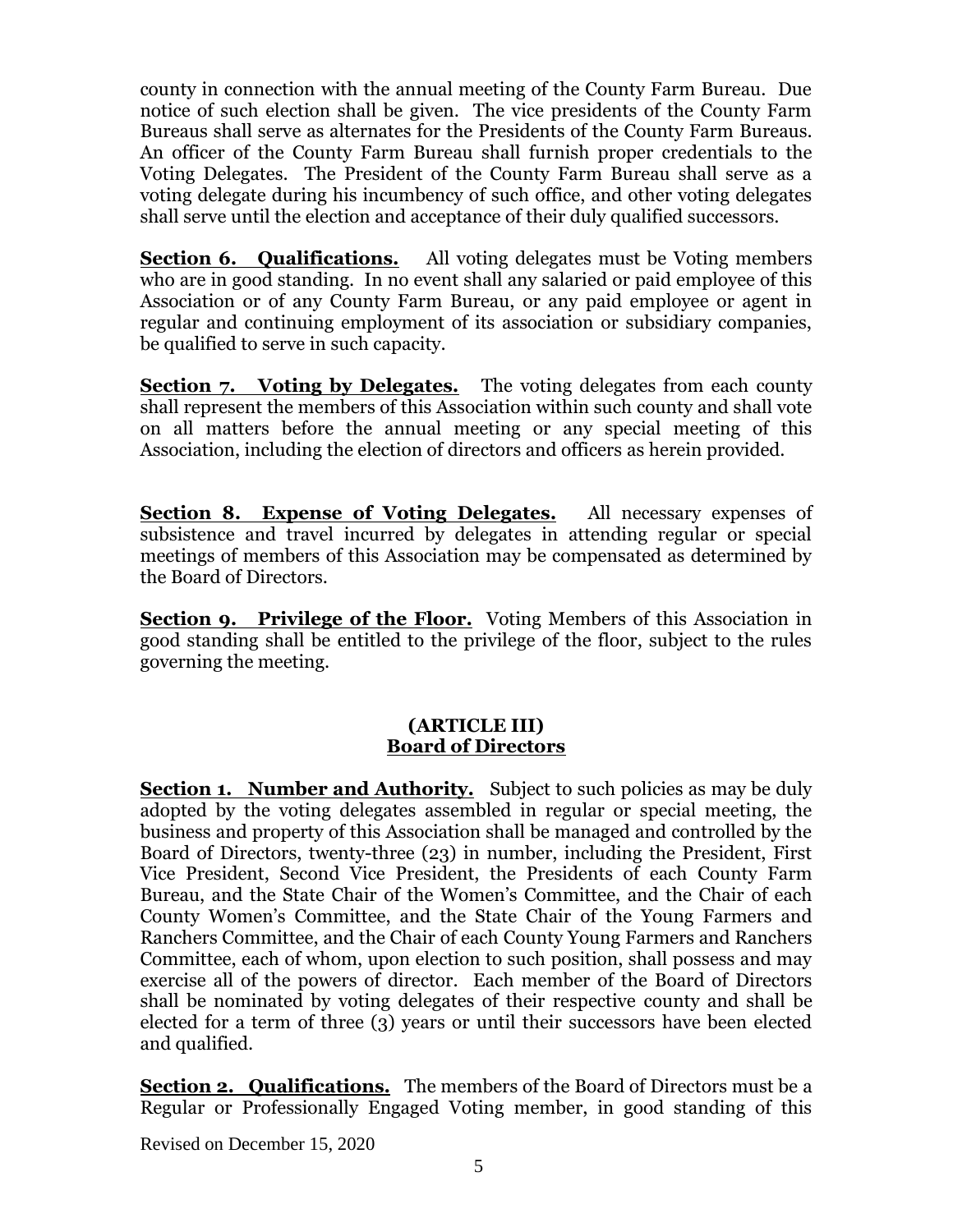county in connection with the annual meeting of the County Farm Bureau. Due notice of such election shall be given. The vice presidents of the County Farm Bureaus shall serve as alternates for the Presidents of the County Farm Bureaus. An officer of the County Farm Bureau shall furnish proper credentials to the Voting Delegates. The President of the County Farm Bureau shall serve as a voting delegate during his incumbency of such office, and other voting delegates shall serve until the election and acceptance of their duly qualified successors.

**Section 6. Qualifications.** All voting delegates must be Voting members who are in good standing. In no event shall any salaried or paid employee of this Association or of any County Farm Bureau, or any paid employee or agent in regular and continuing employment of its association or subsidiary companies, be qualified to serve in such capacity.

**Section 7. Voting by Delegates.** The voting delegates from each county shall represent the members of this Association within such county and shall vote on all matters before the annual meeting or any special meeting of this Association, including the election of directors and officers as herein provided.

**Section 8. Expense of Voting Delegates.** All necessary expenses of subsistence and travel incurred by delegates in attending regular or special meetings of members of this Association may be compensated as determined by the Board of Directors.

**Section 9. Privilege of the Floor.** Voting Members of this Association in good standing shall be entitled to the privilege of the floor, subject to the rules governing the meeting.

## (ARTICLE III)
## Board of Directors

**Section 1. Number and Authority.** Subject to such policies as may be duly adopted by the voting delegates assembled in regular or special meeting, the business and property of this Association shall be managed and controlled by the Board of Directors, twenty-three (23) in number, including the President, First Vice President, Second Vice President, the Presidents of each County Farm Bureau, and the State Chair of the Women's Committee, and the Chair of each County Women's Committee, and the State Chair of the Young Farmers and Ranchers Committee, and the Chair of each County Young Farmers and Ranchers Committee, each of whom, upon election to such position, shall possess and may exercise all of the powers of director. Each member of the Board of Directors shall be nominated by voting delegates of their respective county and shall be elected for a term of three (3) years or until their successors have been elected and qualified.

**Section 2. Qualifications.** The members of the Board of Directors must be a Regular or Professionally Engaged Voting member, in good standing of this

Revised on December 15, 2020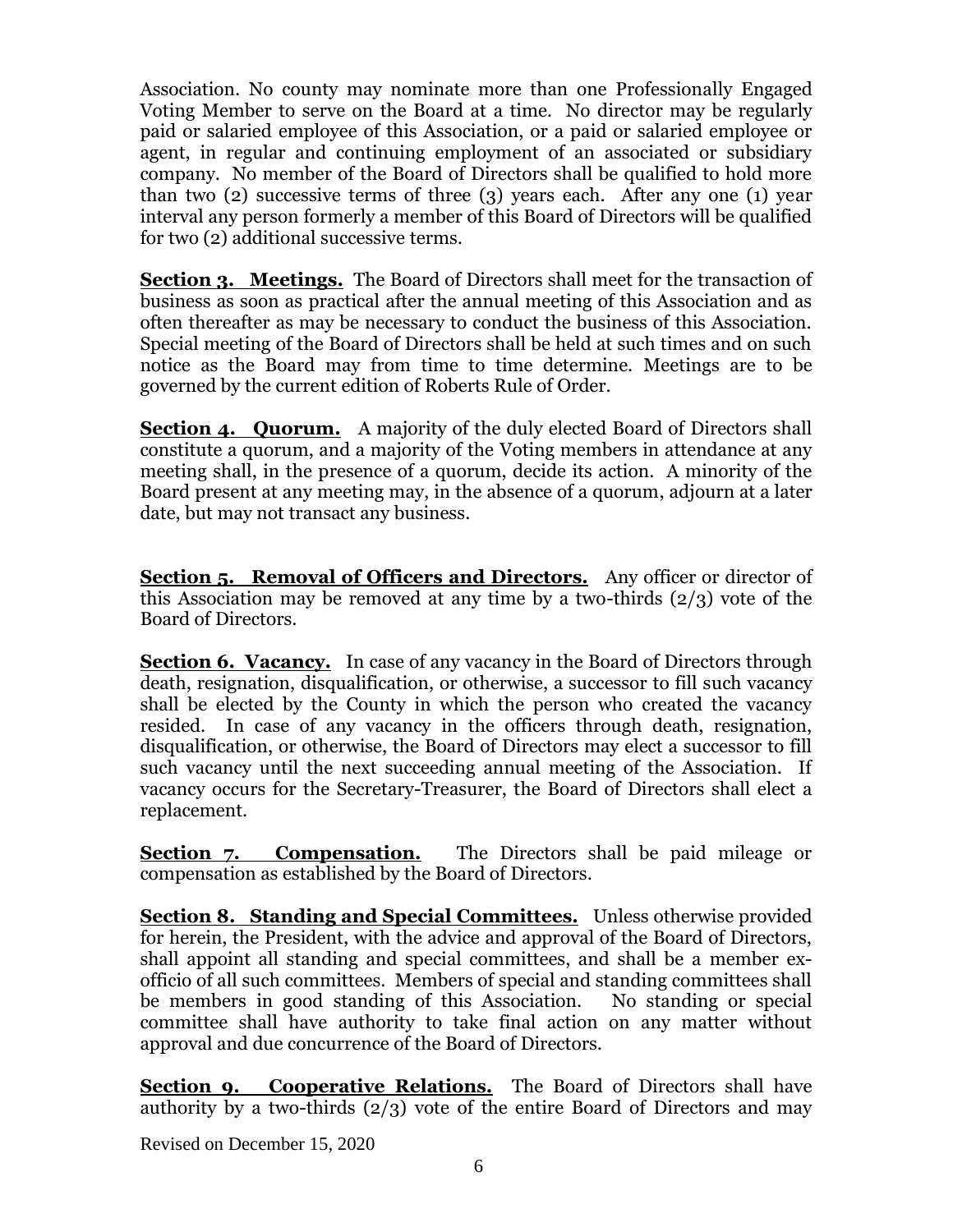Association. No county may nominate more than one Professionally Engaged Voting Member to serve on the Board at a time. No director may be regularly paid or salaried employee of this Association, or a paid or salaried employee or agent, in regular and continuing employment of an associated or subsidiary company. No member of the Board of Directors shall be qualified to hold more than two (2) successive terms of three (3) years each. After any one (1) year interval any person formerly a member of this Board of Directors will be qualified for two (2) additional successive terms.

**Section 3. Meetings.** The Board of Directors shall meet for the transaction of business as soon as practical after the annual meeting of this Association and as often thereafter as may be necessary to conduct the business of this Association. Special meeting of the Board of Directors shall be held at such times and on such notice as the Board may from time to time determine. Meetings are to be governed by the current edition of Roberts Rule of Order.

**Section 4. Quorum.** A majority of the duly elected Board of Directors shall constitute a quorum, and a majority of the Voting members in attendance at any meeting shall, in the presence of a quorum, decide its action. A minority of the Board present at any meeting may, in the absence of a quorum, adjourn at a later date, but may not transact any business.

**Section 5. Removal of Officers and Directors.** Any officer or director of this Association may be removed at any time by a two-thirds (2/3) vote of the Board of Directors.

**Section 6. Vacancy.** In case of any vacancy in the Board of Directors through death, resignation, disqualification, or otherwise, a successor to fill such vacancy shall be elected by the County in which the person who created the vacancy resided. In case of any vacancy in the officers through death, resignation, disqualification, or otherwise, the Board of Directors may elect a successor to fill such vacancy until the next succeeding annual meeting of the Association. If vacancy occurs for the Secretary-Treasurer, the Board of Directors shall elect a replacement.

**Section 7. Compensation.** The Directors shall be paid mileage or compensation as established by the Board of Directors.

**Section 8. Standing and Special Committees.** Unless otherwise provided for herein, the President, with the advice and approval of the Board of Directors, shall appoint all standing and special committees, and shall be a member ex-officio of all such committees. Members of special and standing committees shall be members in good standing of this Association. No standing or special committee shall have authority to take final action on any matter without approval and due concurrence of the Board of Directors.

**Section 9. Cooperative Relations.** The Board of Directors shall have authority by a two-thirds (2/3) vote of the entire Board of Directors and may

Revised on December 15, 2020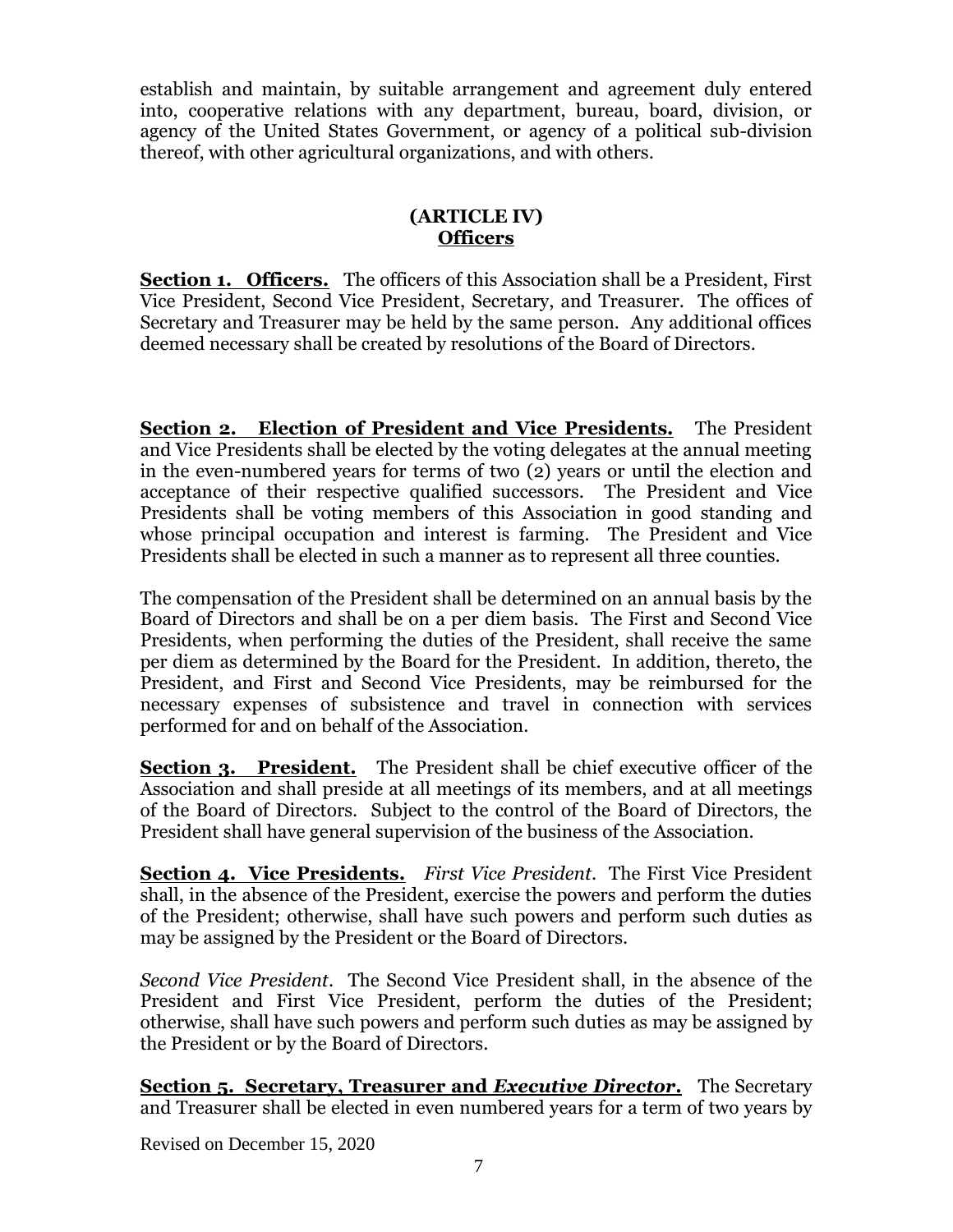establish and maintain, by suitable arrangement and agreement duly entered into, cooperative relations with any department, bureau, board, division, or agency of the United States Government, or agency of a political sub-division thereof, with other agricultural organizations, and with others.

## (ARTICLE IV)
## Officers

**Section 1. Officers.** The officers of this Association shall be a President, First Vice President, Second Vice President, Secretary, and Treasurer. The offices of Secretary and Treasurer may be held by the same person. Any additional offices deemed necessary shall be created by resolutions of the Board of Directors.

**Section 2. Election of President and Vice Presidents.** The President and Vice Presidents shall be elected by the voting delegates at the annual meeting in the even-numbered years for terms of two (2) years or until the election and acceptance of their respective qualified successors. The President and Vice Presidents shall be voting members of this Association in good standing and whose principal occupation and interest is farming. The President and Vice Presidents shall be elected in such a manner as to represent all three counties.

The compensation of the President shall be determined on an annual basis by the Board of Directors and shall be on a per diem basis. The First and Second Vice Presidents, when performing the duties of the President, shall receive the same per diem as determined by the Board for the President. In addition, thereto, the President, and First and Second Vice Presidents, may be reimbursed for the necessary expenses of subsistence and travel in connection with services performed for and on behalf of the Association.

**Section 3. President.** The President shall be chief executive officer of the Association and shall preside at all meetings of its members, and at all meetings of the Board of Directors. Subject to the control of the Board of Directors, the President shall have general supervision of the business of the Association.

**Section 4. Vice Presidents.** *First Vice President*. The First Vice President shall, in the absence of the President, exercise the powers and perform the duties of the President; otherwise, shall have such powers and perform such duties as may be assigned by the President or the Board of Directors.

*Second Vice President*. The Second Vice President shall, in the absence of the President and First Vice President, perform the duties of the President; otherwise, shall have such powers and perform such duties as may be assigned by the President or by the Board of Directors.

**Section 5. Secretary, Treasurer and *Executive Director*.** The Secretary and Treasurer shall be elected in even numbered years for a term of two years by

Revised on December 15, 2020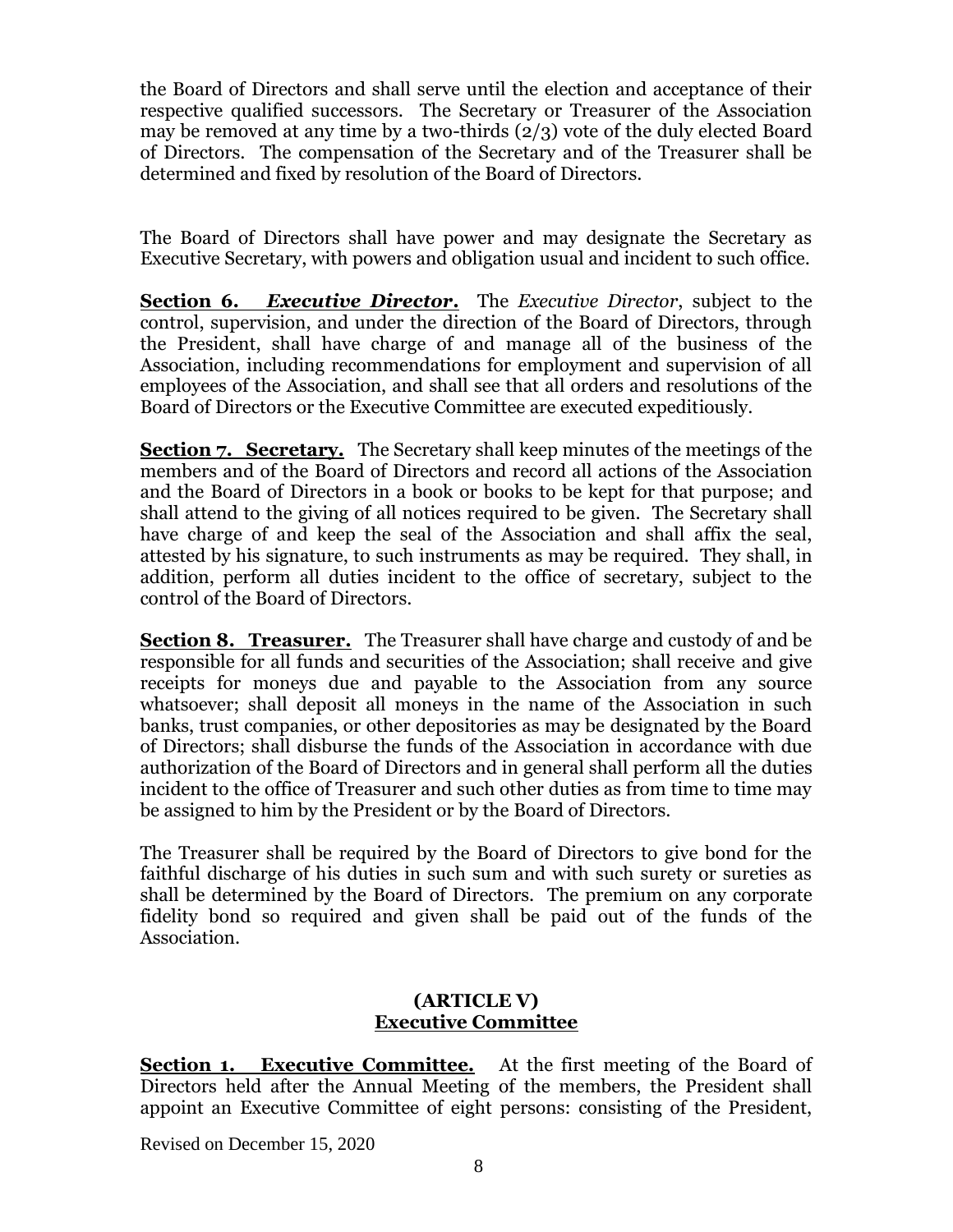the Board of Directors and shall serve until the election and acceptance of their respective qualified successors. The Secretary or Treasurer of the Association may be removed at any time by a two-thirds (2/3) vote of the duly elected Board of Directors. The compensation of the Secretary and of the Treasurer shall be determined and fixed by resolution of the Board of Directors.

The Board of Directors shall have power and may designate the Secretary as Executive Secretary, with powers and obligation usual and incident to such office.

**Section 6. *Executive Director*.** The *Executive Director*, subject to the control, supervision, and under the direction of the Board of Directors, through the President, shall have charge of and manage all of the business of the Association, including recommendations for employment and supervision of all employees of the Association, and shall see that all orders and resolutions of the Board of Directors or the Executive Committee are executed expeditiously.

**Section 7. Secretary.** The Secretary shall keep minutes of the meetings of the members and of the Board of Directors and record all actions of the Association and the Board of Directors in a book or books to be kept for that purpose; and shall attend to the giving of all notices required to be given. The Secretary shall have charge of and keep the seal of the Association and shall affix the seal, attested by his signature, to such instruments as may be required. They shall, in addition, perform all duties incident to the office of secretary, subject to the control of the Board of Directors.

**Section 8. Treasurer.** The Treasurer shall have charge and custody of and be responsible for all funds and securities of the Association; shall receive and give receipts for moneys due and payable to the Association from any source whatsoever; shall deposit all moneys in the name of the Association in such banks, trust companies, or other depositories as may be designated by the Board of Directors; shall disburse the funds of the Association in accordance with due authorization of the Board of Directors and in general shall perform all the duties incident to the office of Treasurer and such other duties as from time to time may be assigned to him by the President or by the Board of Directors.

The Treasurer shall be required by the Board of Directors to give bond for the faithful discharge of his duties in such sum and with such surety or sureties as shall be determined by the Board of Directors. The premium on any corporate fidelity bond so required and given shall be paid out of the funds of the Association.

## (ARTICLE V)
## Executive Committee

**Section 1. Executive Committee.** At the first meeting of the Board of Directors held after the Annual Meeting of the members, the President shall appoint an Executive Committee of eight persons: consisting of the President,

Revised on December 15, 2020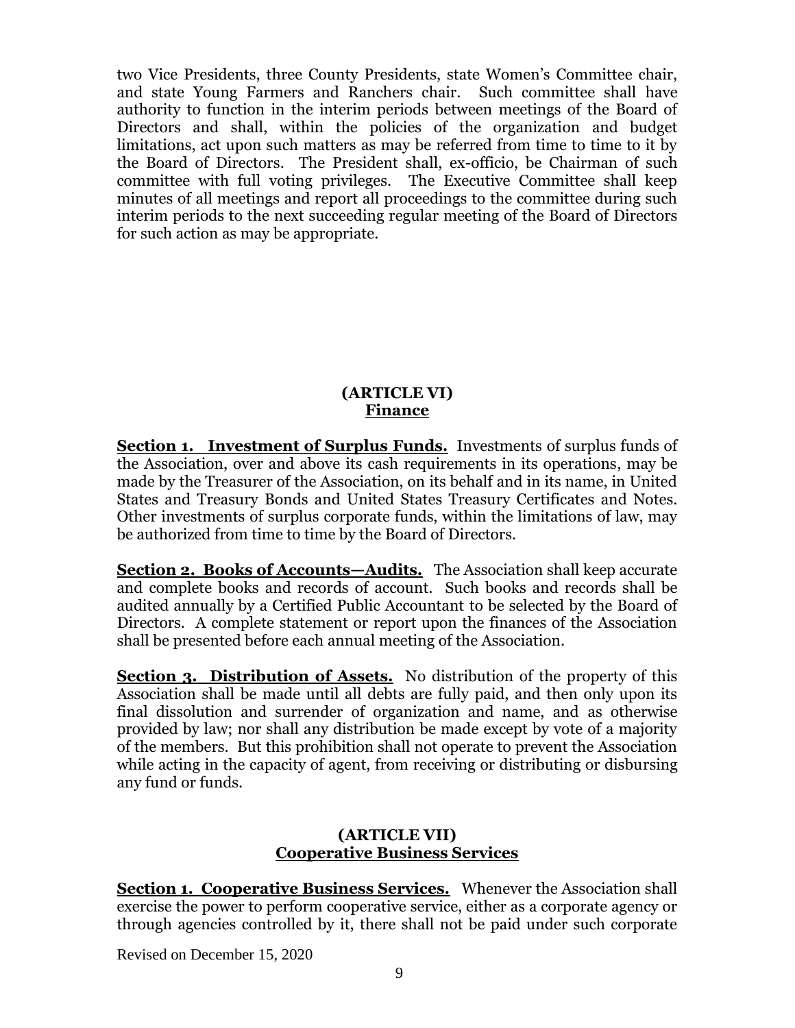two Vice Presidents, three County Presidents, state Women's Committee chair, and state Young Farmers and Ranchers chair. Such committee shall have authority to function in the interim periods between meetings of the Board of Directors and shall, within the policies of the organization and budget limitations, act upon such matters as may be referred from time to time to it by the Board of Directors. The President shall, ex-officio, be Chairman of such committee with full voting privileges. The Executive Committee shall keep minutes of all meetings and report all proceedings to the committee during such interim periods to the next succeeding regular meeting of the Board of Directors for such action as may be appropriate.

## (ARTICLE VI)
## Finance

**Section 1. Investment of Surplus Funds.** Investments of surplus funds of the Association, over and above its cash requirements in its operations, may be made by the Treasurer of the Association, on its behalf and in its name, in United States and Treasury Bonds and United States Treasury Certificates and Notes. Other investments of surplus corporate funds, within the limitations of law, may be authorized from time to time by the Board of Directors.

**Section 2. Books of Accounts—Audits.** The Association shall keep accurate and complete books and records of account. Such books and records shall be audited annually by a Certified Public Accountant to be selected by the Board of Directors. A complete statement or report upon the finances of the Association shall be presented before each annual meeting of the Association.

**Section 3. Distribution of Assets.** No distribution of the property of this Association shall be made until all debts are fully paid, and then only upon its final dissolution and surrender of organization and name, and as otherwise provided by law; nor shall any distribution be made except by vote of a majority of the members. But this prohibition shall not operate to prevent the Association while acting in the capacity of agent, from receiving or distributing or disbursing any fund or funds.

## (ARTICLE VII)
## Cooperative Business Services

**Section 1. Cooperative Business Services.** Whenever the Association shall exercise the power to perform cooperative service, either as a corporate agency or through agencies controlled by it, there shall not be paid under such corporate

Revised on December 15, 2020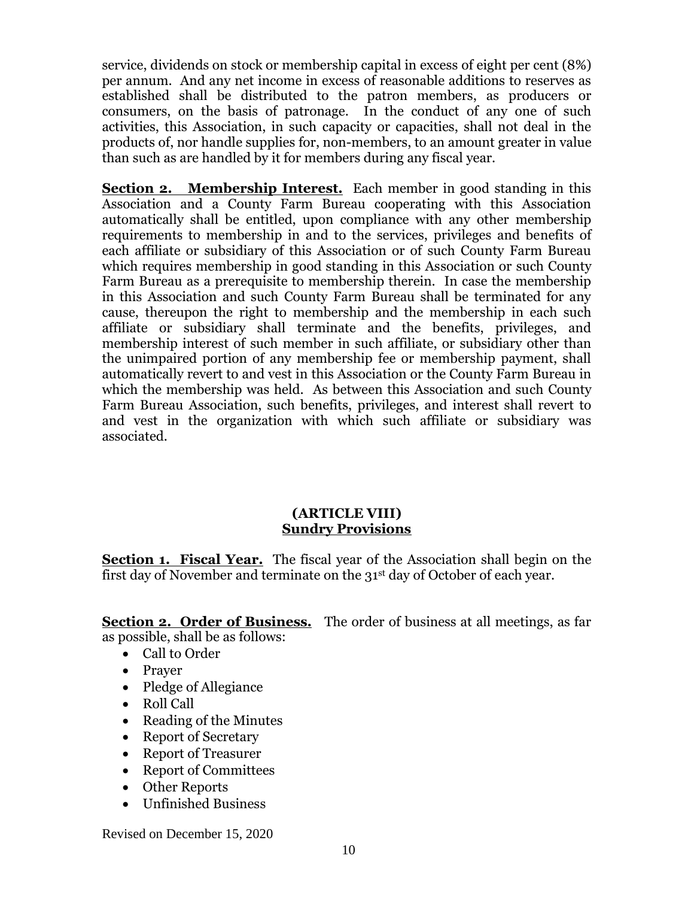service, dividends on stock or membership capital in excess of eight per cent (8%) per annum. And any net income in excess of reasonable additions to reserves as established shall be distributed to the patron members, as producers or consumers, on the basis of patronage. In the conduct of any one of such activities, this Association, in such capacity or capacities, shall not deal in the products of, nor handle supplies for, non-members, to an amount greater in value than such as are handled by it for members during any fiscal year.

**Section 2. Membership Interest.** Each member in good standing in this Association and a County Farm Bureau cooperating with this Association automatically shall be entitled, upon compliance with any other membership requirements to membership in and to the services, privileges and benefits of each affiliate or subsidiary of this Association or of such County Farm Bureau which requires membership in good standing in this Association or such County Farm Bureau as a prerequisite to membership therein. In case the membership in this Association and such County Farm Bureau shall be terminated for any cause, thereupon the right to membership and the membership in each such affiliate or subsidiary shall terminate and the benefits, privileges, and membership interest of such member in such affiliate, or subsidiary other than the unimpaired portion of any membership fee or membership payment, shall automatically revert to and vest in this Association or the County Farm Bureau in which the membership was held. As between this Association and such County Farm Bureau Association, such benefits, privileges, and interest shall revert to and vest in the organization with which such affiliate or subsidiary was associated.

## (ARTICLE VIII)
## Sundry Provisions

**Section 1. Fiscal Year.** The fiscal year of the Association shall begin on the first day of November and terminate on the 31st day of October of each year.

**Section 2. Order of Business.** The order of business at all meetings, as far as possible, shall be as follows:

- Call to Order
- Prayer
- Pledge of Allegiance
- Roll Call
- Reading of the Minutes
- Report of Secretary
- Report of Treasurer
- Report of Committees
- Other Reports
- Unfinished Business

Revised on December 15, 2020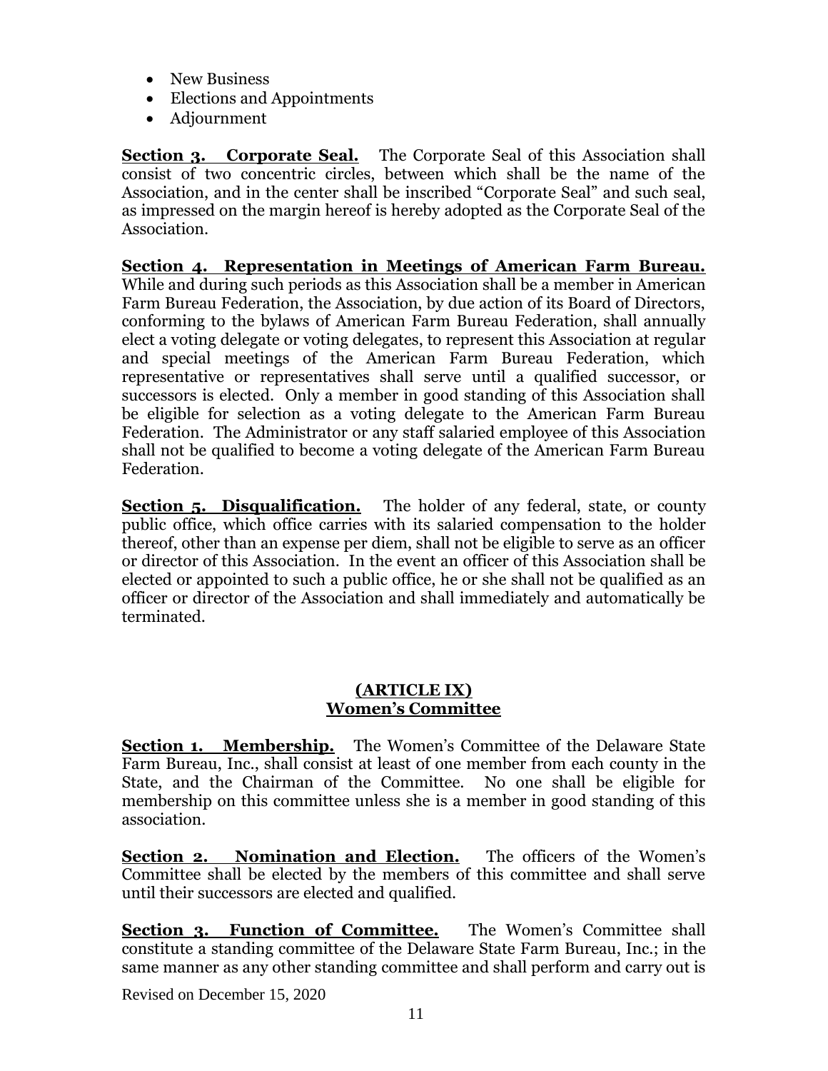- New Business
- Elections and Appointments
- Adjournment

**Section 3. Corporate Seal.** The Corporate Seal of this Association shall consist of two concentric circles, between which shall be the name of the Association, and in the center shall be inscribed "Corporate Seal" and such seal, as impressed on the margin hereof is hereby adopted as the Corporate Seal of the Association.

**Section 4. Representation in Meetings of American Farm Bureau.** While and during such periods as this Association shall be a member in American Farm Bureau Federation, the Association, by due action of its Board of Directors, conforming to the bylaws of American Farm Bureau Federation, shall annually elect a voting delegate or voting delegates, to represent this Association at regular and special meetings of the American Farm Bureau Federation, which representative or representatives shall serve until a qualified successor, or successors is elected. Only a member in good standing of this Association shall be eligible for selection as a voting delegate to the American Farm Bureau Federation. The Administrator or any staff salaried employee of this Association shall not be qualified to become a voting delegate of the American Farm Bureau Federation.

**Section 5. Disqualification.** The holder of any federal, state, or county public office, which office carries with its salaried compensation to the holder thereof, other than an expense per diem, shall not be eligible to serve as an officer or director of this Association. In the event an officer of this Association shall be elected or appointed to such a public office, he or she shall not be qualified as an officer or director of the Association and shall immediately and automatically be terminated.

## (ARTICLE IX)
## Women's Committee

**Section 1. Membership.** The Women's Committee of the Delaware State Farm Bureau, Inc., shall consist at least of one member from each county in the State, and the Chairman of the Committee. No one shall be eligible for membership on this committee unless she is a member in good standing of this association.

**Section 2. Nomination and Election.** The officers of the Women's Committee shall be elected by the members of this committee and shall serve until their successors are elected and qualified.

**Section 3. Function of Committee.** The Women's Committee shall constitute a standing committee of the Delaware State Farm Bureau, Inc.; in the same manner as any other standing committee and shall perform and carry out is

Revised on December 15, 2020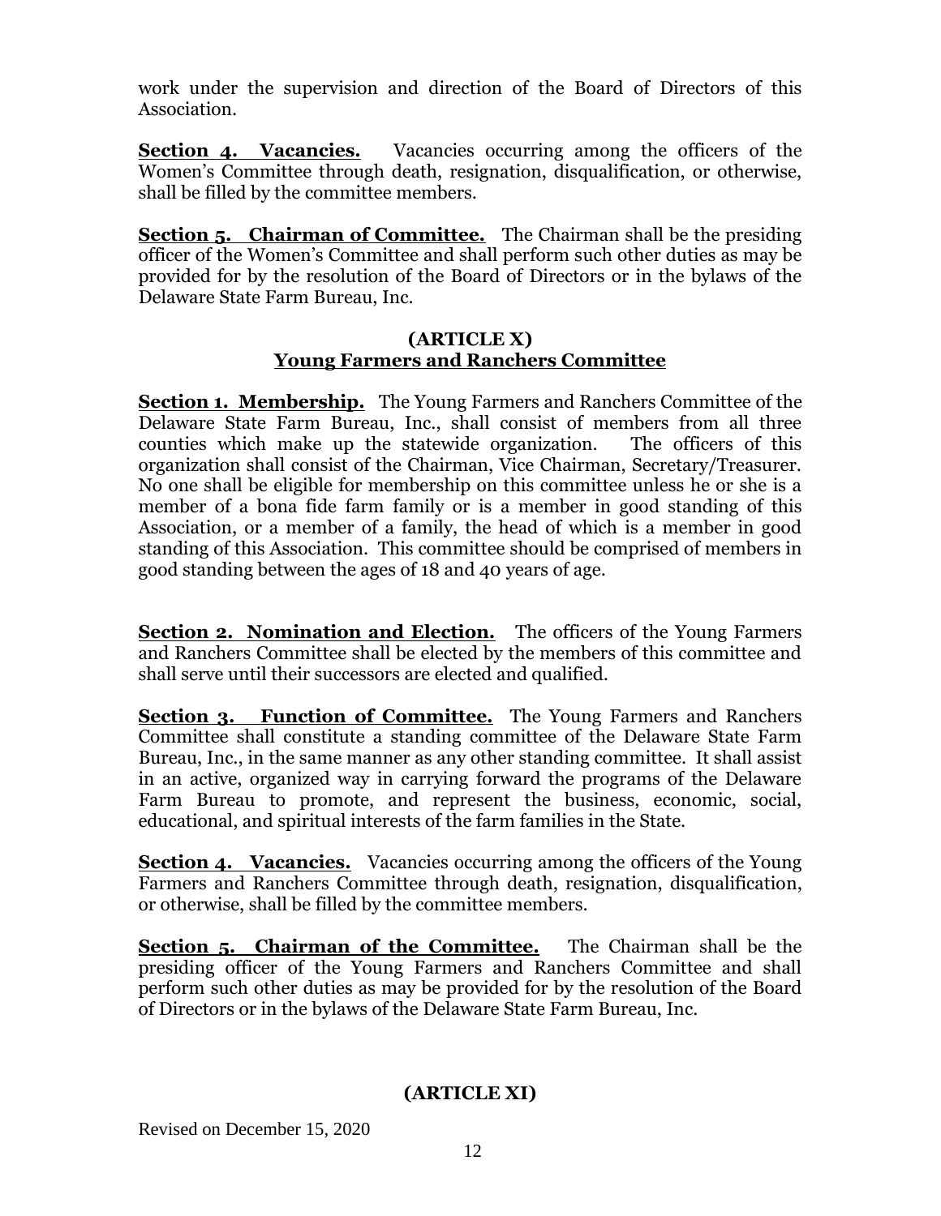work under the supervision and direction of the Board of Directors of this Association.

**Section 4. Vacancies.** Vacancies occurring among the officers of the Women's Committee through death, resignation, disqualification, or otherwise, shall be filled by the committee members.

**Section 5. Chairman of Committee.** The Chairman shall be the presiding officer of the Women's Committee and shall perform such other duties as may be provided for by the resolution of the Board of Directors or in the bylaws of the Delaware State Farm Bureau, Inc.

## (ARTICLE X)
## Young Farmers and Ranchers Committee

**Section 1. Membership.** The Young Farmers and Ranchers Committee of the Delaware State Farm Bureau, Inc., shall consist of members from all three counties which make up the statewide organization. The officers of this organization shall consist of the Chairman, Vice Chairman, Secretary/Treasurer. No one shall be eligible for membership on this committee unless he or she is a member of a bona fide farm family or is a member in good standing of this Association, or a member of a family, the head of which is a member in good standing of this Association. This committee should be comprised of members in good standing between the ages of 18 and 40 years of age.

**Section 2. Nomination and Election.** The officers of the Young Farmers and Ranchers Committee shall be elected by the members of this committee and shall serve until their successors are elected and qualified.

**Section 3. Function of Committee.** The Young Farmers and Ranchers Committee shall constitute a standing committee of the Delaware State Farm Bureau, Inc., in the same manner as any other standing committee. It shall assist in an active, organized way in carrying forward the programs of the Delaware Farm Bureau to promote, and represent the business, economic, social, educational, and spiritual interests of the farm families in the State.

**Section 4. Vacancies.** Vacancies occurring among the officers of the Young Farmers and Ranchers Committee through death, resignation, disqualification, or otherwise, shall be filled by the committee members.

**Section 5. Chairman of the Committee.** The Chairman shall be the presiding officer of the Young Farmers and Ranchers Committee and shall perform such other duties as may be provided for by the resolution of the Board of Directors or in the bylaws of the Delaware State Farm Bureau, Inc.

## (ARTICLE XI)

Revised on December 15, 2020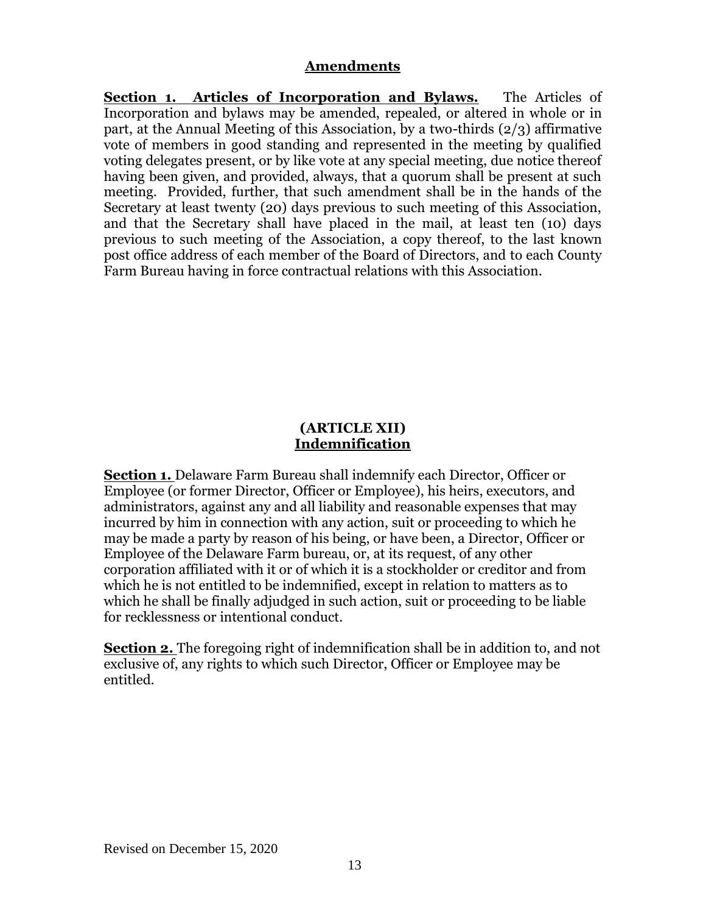## Amendments

**Section 1. Articles of Incorporation and Bylaws.** The Articles of Incorporation and bylaws may be amended, repealed, or altered in whole or in part, at the Annual Meeting of this Association, by a two-thirds (2/3) affirmative vote of members in good standing and represented in the meeting by qualified voting delegates present, or by like vote at any special meeting, due notice thereof having been given, and provided, always, that a quorum shall be present at such meeting. Provided, further, that such amendment shall be in the hands of the Secretary at least twenty (20) days previous to such meeting of this Association, and that the Secretary shall have placed in the mail, at least ten (10) days previous to such meeting of the Association, a copy thereof, to the last known post office address of each member of the Board of Directors, and to each County Farm Bureau having in force contractual relations with this Association.

## (ARTICLE XII)
## Indemnification

**Section 1.** Delaware Farm Bureau shall indemnify each Director, Officer or Employee (or former Director, Officer or Employee), his heirs, executors, and administrators, against any and all liability and reasonable expenses that may incurred by him in connection with any action, suit or proceeding to which he may be made a party by reason of his being, or have been, a Director, Officer or Employee of the Delaware Farm bureau, or, at its request, of any other corporation affiliated with it or of which it is a stockholder or creditor and from which he is not entitled to be indemnified, except in relation to matters as to which he shall be finally adjudged in such action, suit or proceeding to be liable for recklessness or intentional conduct.

**Section 2.** The foregoing right of indemnification shall be in addition to, and not exclusive of, any rights to which such Director, Officer or Employee may be entitled.

Revised on December 15, 2020